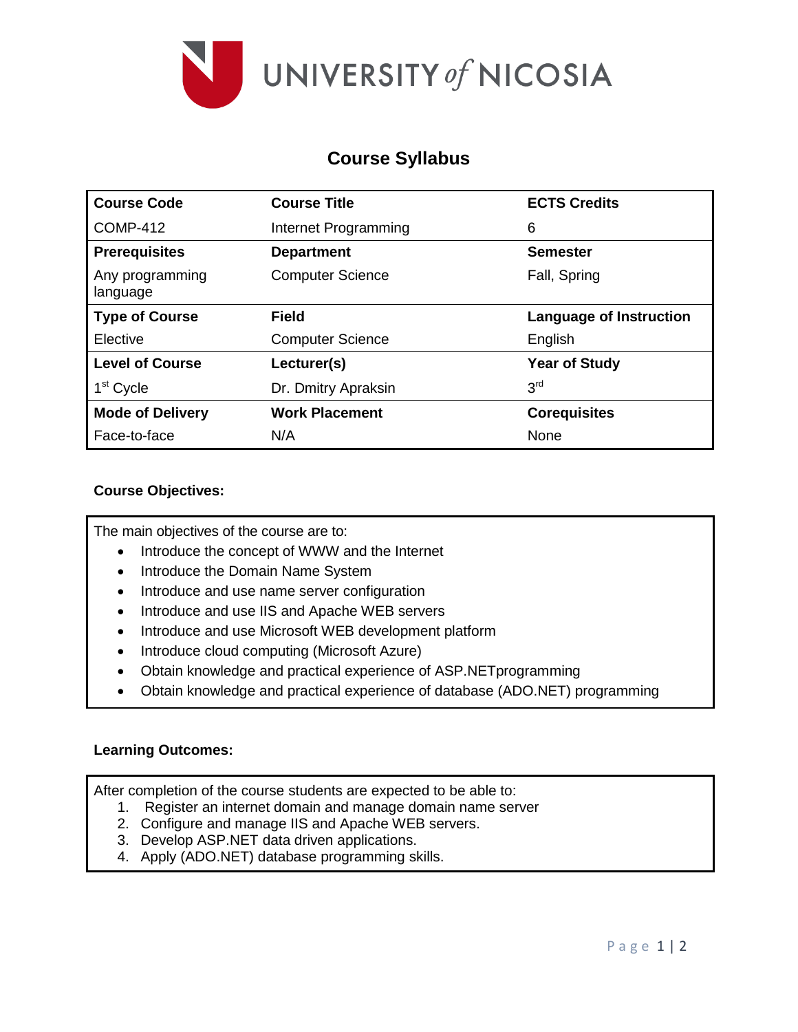UNIVERSITY of NICOSIA

# Course Syllabus

| Course Code | Course Title | ECTS Credits |
| --- | --- | --- |
| COMP-412 | Internet Programming | 6 |
| **Prerequisites** | **Department** | **Semester** |
| Any programming language | Computer Science | Fall, Spring |
| **Type of Course** | **Field** | **Language of Instruction** |
| Elective | Computer Science | English |
| **Level of Course** | **Lecturer(s)** | **Year of Study** |
| 1st Cycle | Dr. Dmitry Apraksin | 3rd |
| **Mode of Delivery** | **Work Placement** | **Corequisites** |
| Face-to-face | N/A | None |

**Course Objectives:**

The main objectives of the course are to:

- Introduce the concept of WWW and the Internet
- Introduce the Domain Name System
- Introduce and use name server configuration
- Introduce and use IIS and Apache WEB servers
- Introduce and use Microsoft WEB development platform
- Introduce cloud computing (Microsoft Azure)
- Obtain knowledge and practical experience of ASP.NETprogramming
- Obtain knowledge and practical experience of database (ADO.NET) programming

**Learning Outcomes:**

After completion of the course students are expected to be able to:

1. Register an internet domain and manage domain name server
2. Configure and manage IIS and Apache WEB servers.
3. Develop ASP.NET data driven applications.
4. Apply (ADO.NET) database programming skills.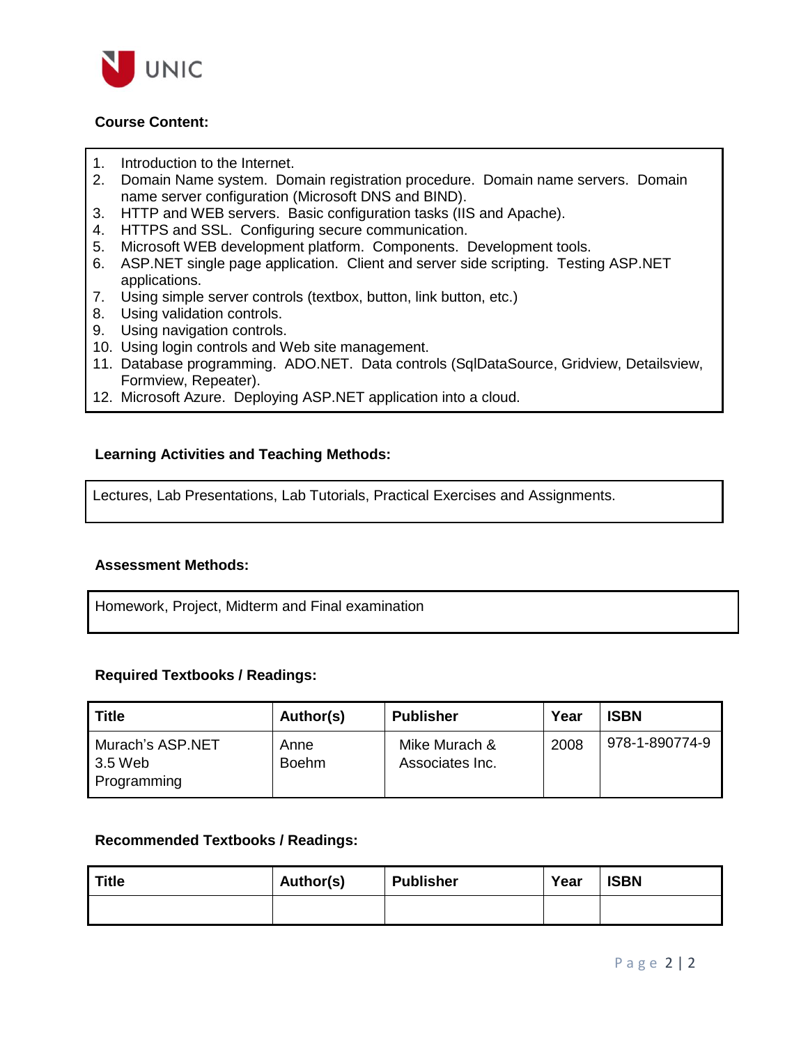**Course Content:**

1. Introduction to the Internet.
2. Domain Name system. Domain registration procedure. Domain name servers. Domain name server configuration (Microsoft DNS and BIND).
3. HTTP and WEB servers. Basic configuration tasks (IIS and Apache).
4. HTTPS and SSL. Configuring secure communication.
5. Microsoft WEB development platform. Components. Development tools.
6. ASP.NET single page application. Client and server side scripting. Testing ASP.NET applications.
7. Using simple server controls (textbox, button, link button, etc.)
8. Using validation controls.
9. Using navigation controls.
10. Using login controls and Web site management.
11. Database programming. ADO.NET. Data controls (SqlDataSource, Gridview, Detailsview, Formview, Repeater).
12. Microsoft Azure. Deploying ASP.NET application into a cloud.

**Learning Activities and Teaching Methods:**

Lectures, Lab Presentations, Lab Tutorials, Practical Exercises and Assignments.

**Assessment Methods:**

Homework, Project, Midterm and Final examination

**Required Textbooks / Readings:**

| Title | Author(s) | Publisher | Year | ISBN |
|---|---|---|---|---|
| Murach's ASP.NET 3.5 Web Programming | Anne Boehm | Mike Murach & Associates Inc. | 2008 | 978-1-890774-9 |

**Recommended Textbooks / Readings:**

| Title | Author(s) | Publisher | Year | ISBN |
|---|---|---|---|---|
| | | | | |